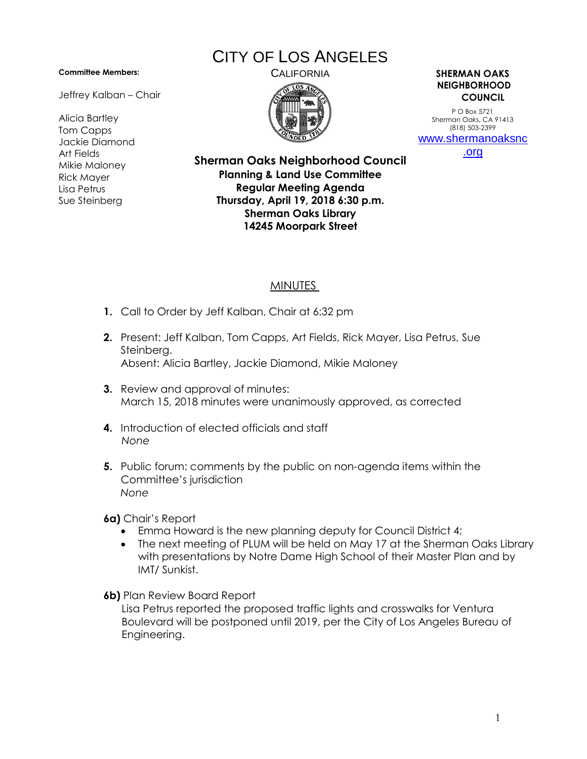# CITY OF LOS ANGELES

CALIFORNIA

**Committee Members:**

Jeffrey Kalban – Chair

Alicia Bartley
Tom Capps
Jackie Diamond
Art Fields
Mikie Maloney
Rick Mayer
Lisa Petrus
Sue Steinberg

**SHERMAN OAKS NEIGHBORHOOD COUNCIL**

P O Box 5721
Sherman Oaks, CA 91413
(818) 503-2399
www.shermanoaksnc.org

**Sherman Oaks Neighborhood Council**
**Planning & Land Use Committee**
**Regular Meeting Agenda**
**Thursday, April 19, 2018 6:30 p.m.**
**Sherman Oaks Library**
**14245 Moorpark Street**

## MINUTES

1. Call to Order by Jeff Kalban, Chair at 6:32 pm

2. Present: Jeff Kalban, Tom Capps, Art Fields, Rick Mayer, Lisa Petrus, Sue Steinberg.
   Absent: Alicia Bartley, Jackie Diamond, Mikie Maloney

3. Review and approval of minutes:
   March 15, 2018 minutes were unanimously approved, as corrected

4. Introduction of elected officials and staff
   *None*

5. Public forum: comments by the public on non-agenda items within the Committee's jurisdiction
   *None*

**6a)** Chair's Report

- Emma Howard is the new planning deputy for Council District 4;
- The next meeting of PLUM will be held on May 17 at the Sherman Oaks Library with presentations by Notre Dame High School of their Master Plan and by IMT/ Sunkist.

**6b)** Plan Review Board Report

Lisa Petrus reported the proposed traffic lights and crosswalks for Ventura Boulevard will be postponed until 2019, per the City of Los Angeles Bureau of Engineering.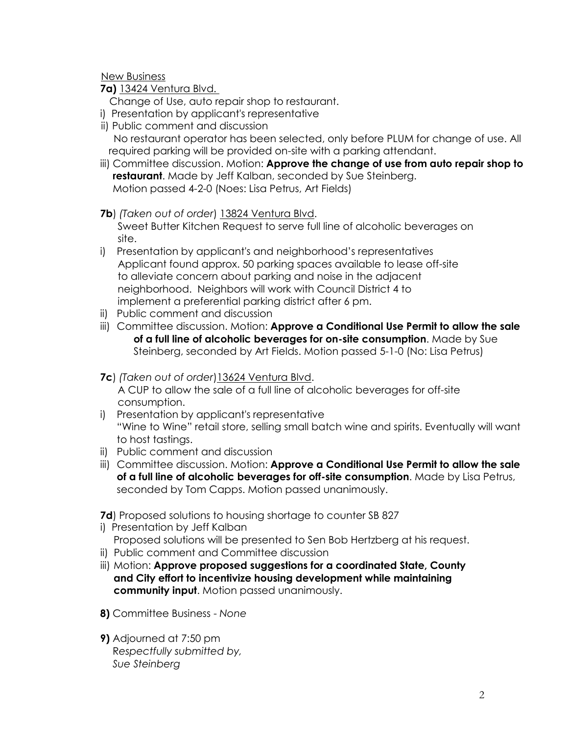New Business

**7a)** 13424 Ventura Blvd.

Change of Use, auto repair shop to restaurant.

i) Presentation by applicant's representative

ii) Public comment and discussion

No restaurant operator has been selected, only before PLUM for change of use. All required parking will be provided on-site with a parking attendant.

iii) Committee discussion. Motion: **Approve the change of use from auto repair shop to restaurant**. Made by Jeff Kalban, seconded by Sue Steinberg. Motion passed 4-2-0 (Noes: Lisa Petrus, Art Fields)

**7b**) *(Taken out of order*) 13824 Ventura Blvd.

Sweet Butter Kitchen Request to serve full line of alcoholic beverages on site.

i) Presentation by applicant's and neighborhood's representatives

Applicant found approx. 50 parking spaces available to lease off-site to alleviate concern about parking and noise in the adjacent neighborhood. Neighbors will work with Council District 4 to implement a preferential parking district after 6 pm.

ii) Public comment and discussion

iii) Committee discussion. Motion: **Approve a Conditional Use Permit to allow the sale of a full line of alcoholic beverages for on-site consumption**. Made by Sue Steinberg, seconded by Art Fields. Motion passed 5-1-0 (No: Lisa Petrus)

**7c**) *(Taken out of order*)13624 Ventura Blvd.

A CUP to allow the sale of a full line of alcoholic beverages for off-site consumption.

i) Presentation by applicant's representative

"Wine to Wine" retail store, selling small batch wine and spirits. Eventually will want to host tastings.

ii) Public comment and discussion

iii) Committee discussion. Motion: **Approve a Conditional Use Permit to allow the sale of a full line of alcoholic beverages for off-site consumption**. Made by Lisa Petrus, seconded by Tom Capps. Motion passed unanimously.

**7d**) Proposed solutions to housing shortage to counter SB 827

i) Presentation by Jeff Kalban

Proposed solutions will be presented to Sen Bob Hertzberg at his request.

ii) Public comment and Committee discussion

iii) Motion: **Approve proposed suggestions for a coordinated State, County and City effort to incentivize housing development while maintaining community input**. Motion passed unanimously.

**8)** Committee Business - *None*

**9)** Adjourned at 7:50 pm

*Respectfully submitted by,*

*Sue Steinberg*